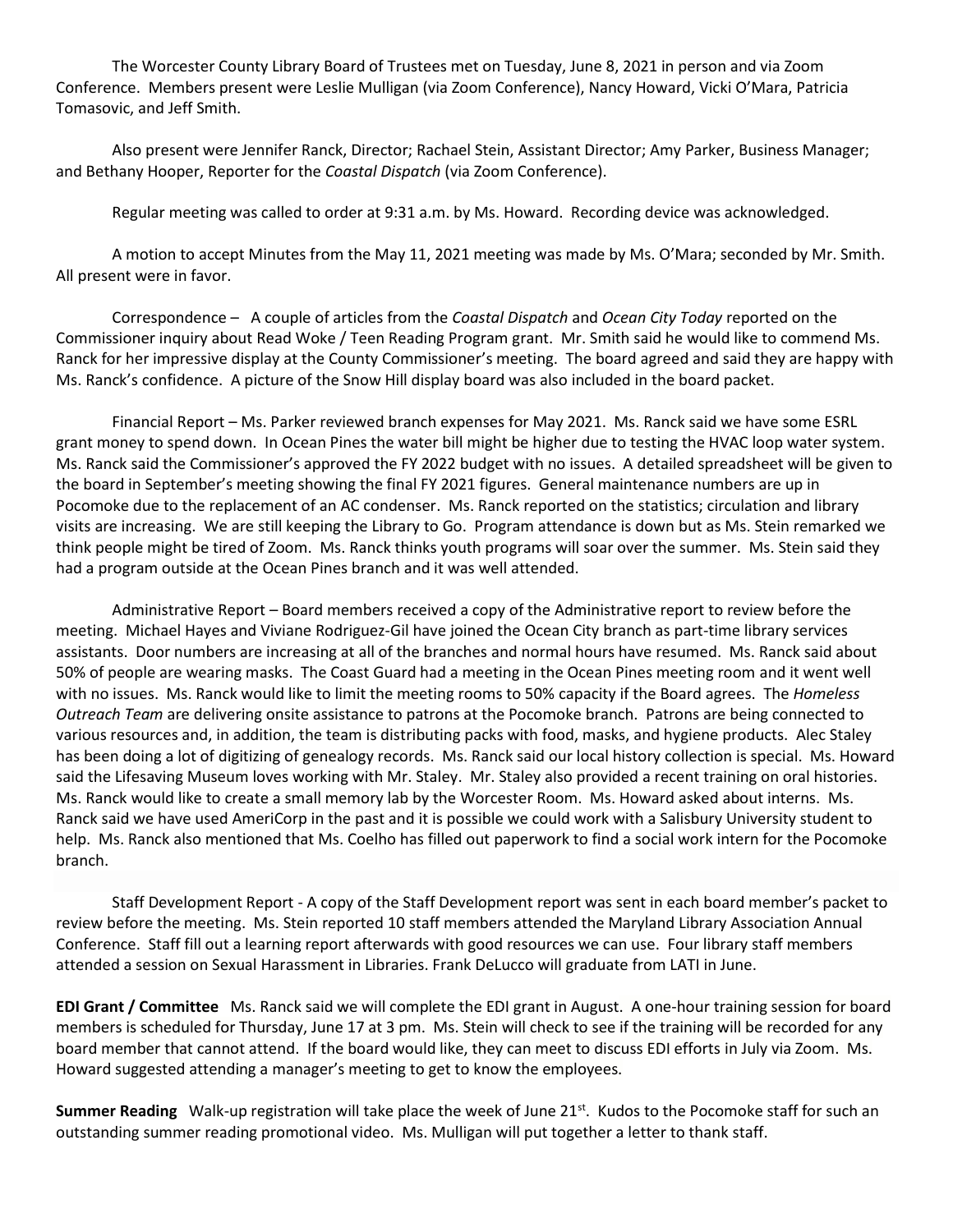The Worcester County Library Board of Trustees met on Tuesday, June 8, 2021 in person and via Zoom Conference. Members present were Leslie Mulligan (via Zoom Conference), Nancy Howard, Vicki O'Mara, Patricia Tomasovic, and Jeff Smith.

Also present were Jennifer Ranck, Director; Rachael Stein, Assistant Director; Amy Parker, Business Manager; and Bethany Hooper, Reporter for the *Coastal Dispatch* (via Zoom Conference).

Regular meeting was called to order at 9:31 a.m. by Ms. Howard. Recording device was acknowledged.

A motion to accept Minutes from the May 11, 2021 meeting was made by Ms. O'Mara; seconded by Mr. Smith. All present were in favor.

Correspondence – A couple of articles from the *Coastal Dispatch* and *Ocean City Today* reported on the Commissioner inquiry about Read Woke / Teen Reading Program grant. Mr. Smith said he would like to commend Ms. Ranck for her impressive display at the County Commissioner's meeting. The board agreed and said they are happy with Ms. Ranck's confidence. A picture of the Snow Hill display board was also included in the board packet.

Financial Report – Ms. Parker reviewed branch expenses for May 2021. Ms. Ranck said we have some ESRL grant money to spend down. In Ocean Pines the water bill might be higher due to testing the HVAC loop water system. Ms. Ranck said the Commissioner's approved the FY 2022 budget with no issues. A detailed spreadsheet will be given to the board in September's meeting showing the final FY 2021 figures. General maintenance numbers are up in Pocomoke due to the replacement of an AC condenser. Ms. Ranck reported on the statistics; circulation and library visits are increasing. We are still keeping the Library to Go. Program attendance is down but as Ms. Stein remarked we think people might be tired of Zoom. Ms. Ranck thinks youth programs will soar over the summer. Ms. Stein said they had a program outside at the Ocean Pines branch and it was well attended.

Administrative Report – Board members received a copy of the Administrative report to review before the meeting. Michael Hayes and Viviane Rodriguez-Gil have joined the Ocean City branch as part-time library services assistants. Door numbers are increasing at all of the branches and normal hours have resumed. Ms. Ranck said about 50% of people are wearing masks. The Coast Guard had a meeting in the Ocean Pines meeting room and it went well with no issues. Ms. Ranck would like to limit the meeting rooms to 50% capacity if the Board agrees. The *Homeless Outreach Team* are delivering onsite assistance to patrons at the Pocomoke branch. Patrons are being connected to various resources and, in addition, the team is distributing packs with food, masks, and hygiene products. Alec Staley has been doing a lot of digitizing of genealogy records. Ms. Ranck said our local history collection is special. Ms. Howard said the Lifesaving Museum loves working with Mr. Staley. Mr. Staley also provided a recent training on oral histories. Ms. Ranck would like to create a small memory lab by the Worcester Room. Ms. Howard asked about interns. Ms. Ranck said we have used AmeriCorp in the past and it is possible we could work with a Salisbury University student to help. Ms. Ranck also mentioned that Ms. Coelho has filled out paperwork to find a social work intern for the Pocomoke branch.

Staff Development Report - A copy of the Staff Development report was sent in each board member's packet to review before the meeting. Ms. Stein reported 10 staff members attended the Maryland Library Association Annual Conference. Staff fill out a learning report afterwards with good resources we can use. Four library staff members attended a session on Sexual Harassment in Libraries. Frank DeLucco will graduate from LATI in June.

**EDI Grant / Committee** Ms. Ranck said we will complete the EDI grant in August. A one-hour training session for board members is scheduled for Thursday, June 17 at 3 pm. Ms. Stein will check to see if the training will be recorded for any board member that cannot attend. If the board would like, they can meet to discuss EDI efforts in July via Zoom. Ms. Howard suggested attending a manager's meeting to get to know the employees.

**Summer Reading** Walk-up registration will take place the week of June 21st. Kudos to the Pocomoke staff for such an outstanding summer reading promotional video. Ms. Mulligan will put together a letter to thank staff.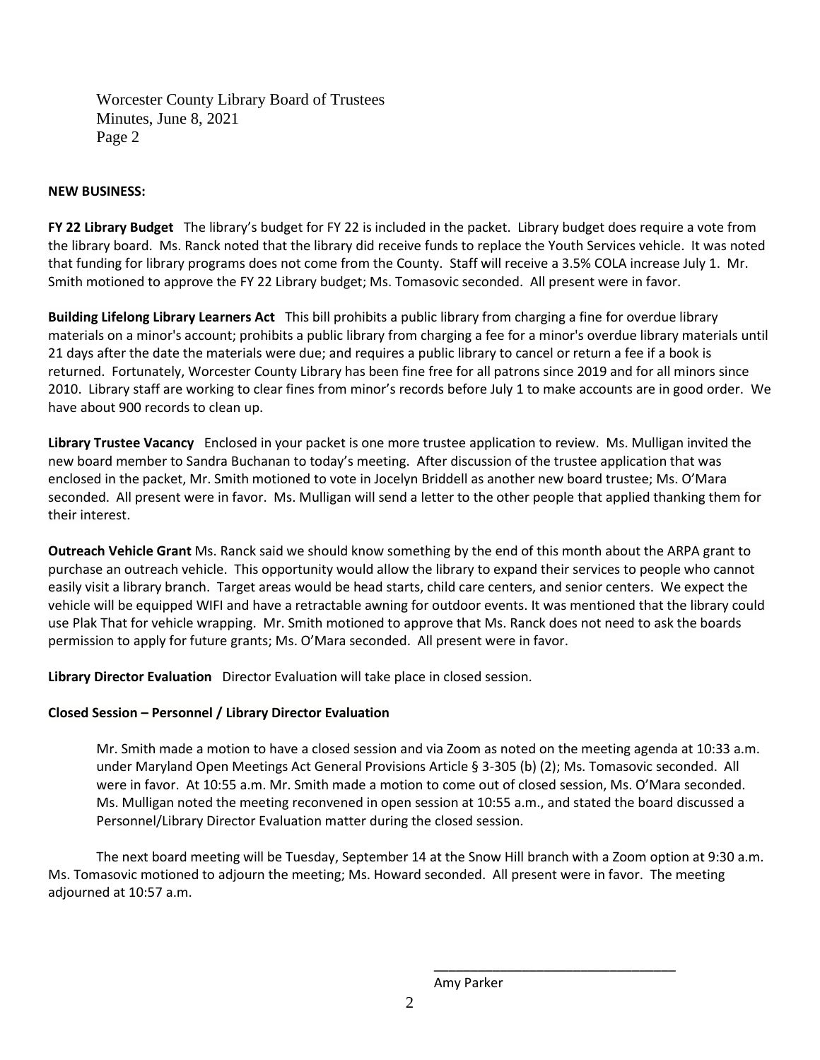**NEW BUSINESS:**

**FY 22 Library Budget** The library's budget for FY 22 is included in the packet. Library budget does require a vote from the library board. Ms. Ranck noted that the library did receive funds to replace the Youth Services vehicle. It was noted that funding for library programs does not come from the County. Staff will receive a 3.5% COLA increase July 1. Mr. Smith motioned to approve the FY 22 Library budget; Ms. Tomasovic seconded. All present were in favor.

**Building Lifelong Library Learners Act** This bill prohibits a public library from charging a fine for overdue library materials on a minor's account; prohibits a public library from charging a fee for a minor's overdue library materials until 21 days after the date the materials were due; and requires a public library to cancel or return a fee if a book is returned. Fortunately, Worcester County Library has been fine free for all patrons since 2019 and for all minors since 2010. Library staff are working to clear fines from minor's records before July 1 to make accounts are in good order. We have about 900 records to clean up.

**Library Trustee Vacancy** Enclosed in your packet is one more trustee application to review. Ms. Mulligan invited the new board member to Sandra Buchanan to today's meeting. After discussion of the trustee application that was enclosed in the packet, Mr. Smith motioned to vote in Jocelyn Briddell as another new board trustee; Ms. O'Mara seconded. All present were in favor. Ms. Mulligan will send a letter to the other people that applied thanking them for their interest.

**Outreach Vehicle Grant** Ms. Ranck said we should know something by the end of this month about the ARPA grant to purchase an outreach vehicle. This opportunity would allow the library to expand their services to people who cannot easily visit a library branch. Target areas would be head starts, child care centers, and senior centers. We expect the vehicle will be equipped WIFI and have a retractable awning for outdoor events. It was mentioned that the library could use Plak That for vehicle wrapping. Mr. Smith motioned to approve that Ms. Ranck does not need to ask the boards permission to apply for future grants; Ms. O'Mara seconded. All present were in favor.

**Library Director Evaluation** Director Evaluation will take place in closed session.

**Closed Session – Personnel / Library Director Evaluation**

Mr. Smith made a motion to have a closed session and via Zoom as noted on the meeting agenda at 10:33 a.m. under Maryland Open Meetings Act General Provisions Article § 3-305 (b) (2); Ms. Tomasovic seconded. All were in favor. At 10:55 a.m. Mr. Smith made a motion to come out of closed session, Ms. O'Mara seconded. Ms. Mulligan noted the meeting reconvened in open session at 10:55 a.m., and stated the board discussed a Personnel/Library Director Evaluation matter during the closed session.

The next board meeting will be Tuesday, September 14 at the Snow Hill branch with a Zoom option at 9:30 a.m. Ms. Tomasovic motioned to adjourn the meeting; Ms. Howard seconded. All present were in favor. The meeting adjourned at 10:57 a.m.

\_\_\_\_\_\_\_\_\_\_\_\_\_\_\_\_\_\_\_\_\_\_\_\_\_\_\_\_\_\_\_\_\_\_

Amy Parker